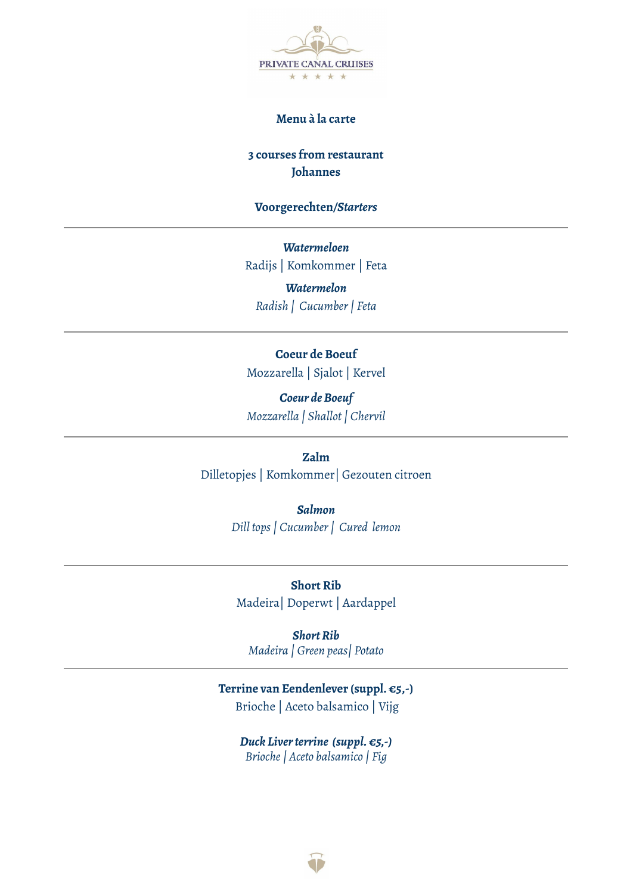PRIVATE CANAL CRUISES

**Menu à la carte**

**3 courses from restaurant Johannes**

## Voorgerechten/*Starters*

---

***Watermeloen***
Radijs | Komkommer | Feta

***Watermelon***
*Radish | Cucumber | Feta*

---

**Coeur de Boeuf**
Mozzarella | Sjalot | Kervel

***Coeur de Boeuf***
*Mozzarella | Shallot | Chervil*

---

**Zalm**
Dilletopjes | Komkommer| Gezouten citroen

***Salmon***
*Dill tops | Cucumber | Cured lemon*

---

**Short Rib**
Madeira| Doperwt | Aardappel

***Short Rib***
*Madeira | Green peas| Potato*

---

**Terrine van Eendenlever (suppl. €5,-)**
Brioche | Aceto balsamico | Vijg

***Duck Liver terrine (suppl. €5,-)***
*Brioche | Aceto balsamico | Fig*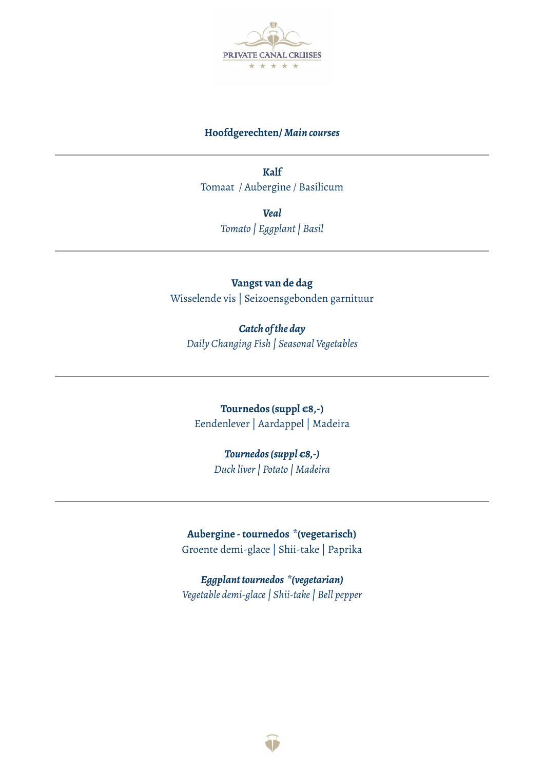PRIVATE CANAL CRUISES

## **Hoofdgerechten/ *Main courses***

---

**Kalf**

Tomaat / Aubergine / Basilicum

***Veal***

*Tomato | Eggplant | Basil*

---

**Vangst van de dag**

Wisselende vis | Seizoensgebonden garnituur

***Catch of the day***

*Daily Changing Fish | Seasonal Vegetables*

---

**Tournedos (suppl €8,-)**

Eendenlever | Aardappel | Madeira

***Tournedos (suppl €8,-)***

*Duck liver | Potato | Madeira*

---

**Aubergine - tournedos *(vegetarisch)**

Groente demi-glace | Shii-take | Paprika

***Eggplant tournedos *(vegetarian)***

*Vegetable demi-glace | Shii-take | Bell pepper*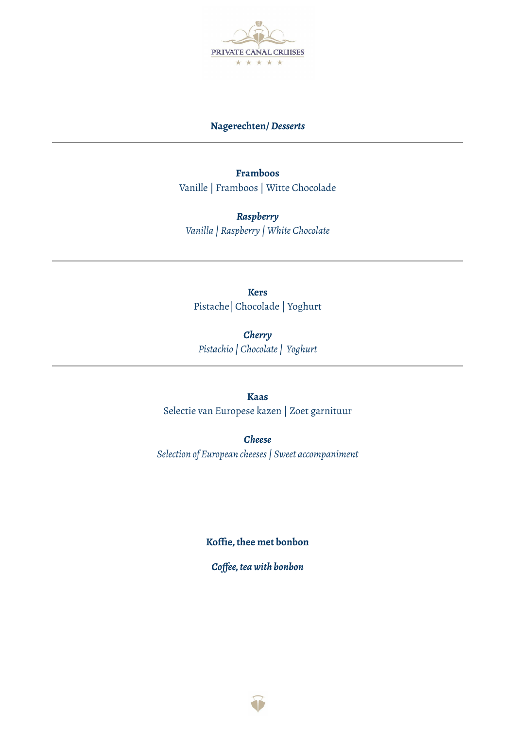PRIVATE CANAL CRUISES

## **Nagerechten/** ***Desserts***

---

**Framboos**
Vanille | Framboos | Witte Chocolade

***Raspberry***
*Vanilla | Raspberry | White Chocolate*

---

**Kers**
Pistache| Chocolade | Yoghurt

***Cherry***
*Pistachio | Chocolate | Yoghurt*

---

**Kaas**
Selectie van Europese kazen | Zoet garnituur

***Cheese***
*Selection of European cheeses | Sweet accompaniment*

**Koffie, thee met bonbon**

***Coffee, tea with bonbon***